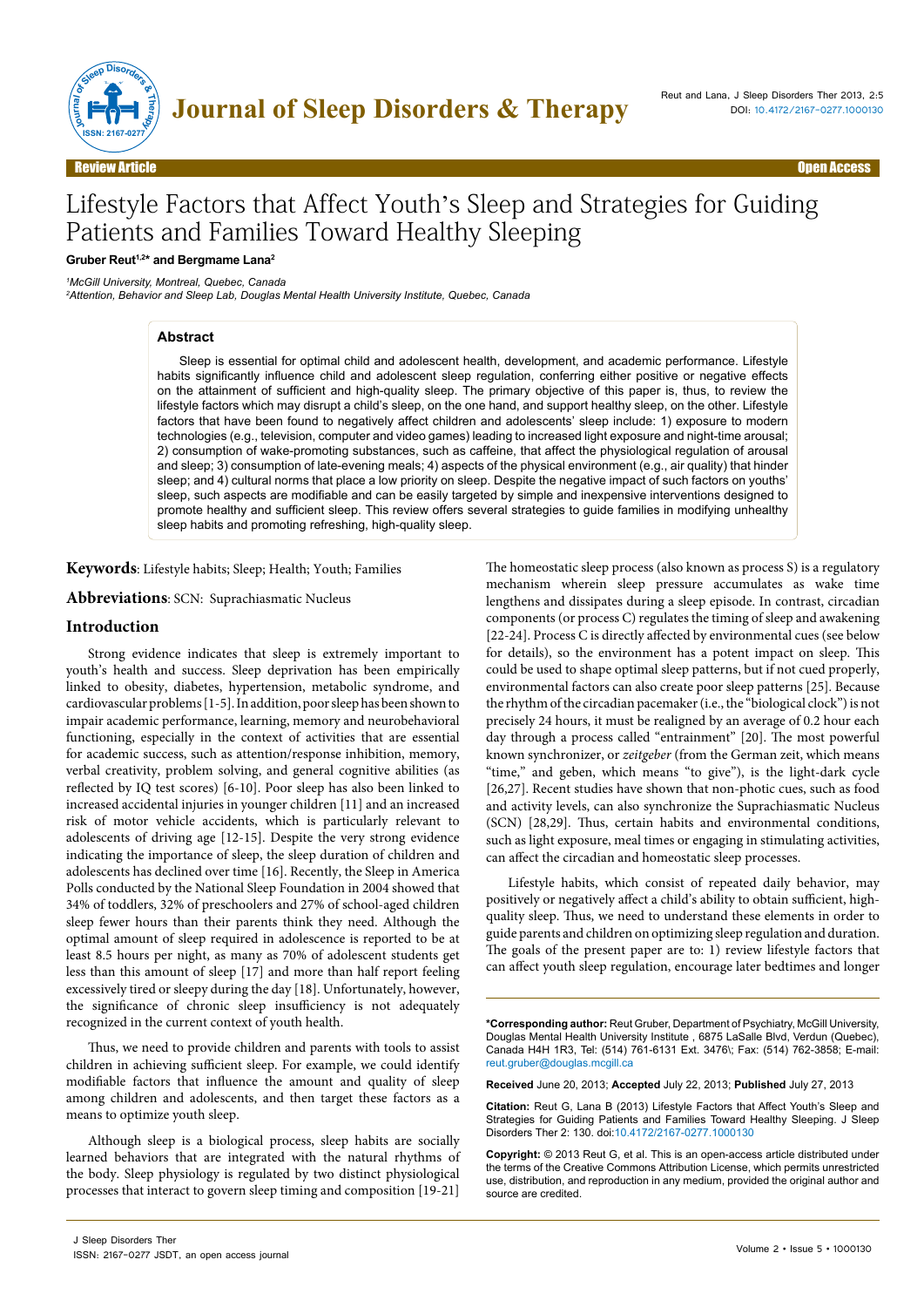Review Article | Open Access

# Lifestyle Factors that Affect Youth's Sleep and Strategies for Guiding Patients and Families Toward Healthy Sleeping

**Gruber Reut[1,2]* and Bergmame Lana[2]**

[1]McGill University, Montreal, Quebec, Canada
[2]Attention, Behavior and Sleep Lab, Douglas Mental Health University Institute, Quebec, Canada

## Abstract

Sleep is essential for optimal child and adolescent health, development, and academic performance. Lifestyle habits significantly influence child and adolescent sleep regulation, conferring either positive or negative effects on the attainment of sufficient and high-quality sleep. The primary objective of this paper is, thus, to review the lifestyle factors which may disrupt a child's sleep, on the one hand, and support healthy sleep, on the other. Lifestyle factors that have been found to negatively affect children and adolescents' sleep include: 1) exposure to modern technologies (e.g., television, computer and video games) leading to increased light exposure and night-time arousal; 2) consumption of wake-promoting substances, such as caffeine, that affect the physiological regulation of arousal and sleep; 3) consumption of late-evening meals; 4) aspects of the physical environment (e.g., air quality) that hinder sleep; and 4) cultural norms that place a low priority on sleep. Despite the negative impact of such factors on youths' sleep, such aspects are modifiable and can be easily targeted by simple and inexpensive interventions designed to promote healthy and sufficient sleep. This review offers several strategies to guide families in modifying unhealthy sleep habits and promoting refreshing, high-quality sleep.

**Keywords**: Lifestyle habits; Sleep; Health; Youth; Families

**Abbreviations**: SCN: Suprachiasmatic Nucleus

## Introduction

Strong evidence indicates that sleep is extremely important to youth's health and success. Sleep deprivation has been empirically linked to obesity, diabetes, hypertension, metabolic syndrome, and cardiovascular problems [1-5]. In addition, poor sleep has been shown to impair academic performance, learning, memory and neurobehavioral functioning, especially in the context of activities that are essential for academic success, such as attention/response inhibition, memory, verbal creativity, problem solving, and general cognitive abilities (as reflected by IQ test scores) [6-10]. Poor sleep has also been linked to increased accidental injuries in younger children [11] and an increased risk of motor vehicle accidents, which is particularly relevant to adolescents of driving age [12-15]. Despite the very strong evidence indicating the importance of sleep, the sleep duration of children and adolescents has declined over time [16]. Recently, the Sleep in America Polls conducted by the National Sleep Foundation in 2004 showed that 34% of toddlers, 32% of preschoolers and 27% of school-aged children sleep fewer hours than their parents think they need. Although the optimal amount of sleep required in adolescence is reported to be at least 8.5 hours per night, as many as 70% of adolescent students get less than this amount of sleep [17] and more than half report feeling excessively tired or sleepy during the day [18]. Unfortunately, however, the significance of chronic sleep insufficiency is not adequately recognized in the current context of youth health.

Thus, we need to provide children and parents with tools to assist children in achieving sufficient sleep. For example, we could identify modifiable factors that influence the amount and quality of sleep among children and adolescents, and then target these factors as a means to optimize youth sleep.

Although sleep is a biological process, sleep habits are socially learned behaviors that are integrated with the natural rhythms of the body. Sleep physiology is regulated by two distinct physiological processes that interact to govern sleep timing and composition [19-21]

The homeostatic sleep process (also known as process S) is a regulatory mechanism wherein sleep pressure accumulates as wake time lengthens and dissipates during a sleep episode. In contrast, circadian components (or process C) regulates the timing of sleep and awakening [22-24]. Process C is directly affected by environmental cues (see below for details), so the environment has a potent impact on sleep. This could be used to shape optimal sleep patterns, but if not cued properly, environmental factors can also create poor sleep patterns [25]. Because the rhythm of the circadian pacemaker (i.e., the "biological clock") is not precisely 24 hours, it must be realigned by an average of 0.2 hour each day through a process called "entrainment" [20]. The most powerful known synchronizer, or *zeitgeber* (from the German zeit, which means "time," and geben, which means "to give"), is the light-dark cycle [26,27]. Recent studies have shown that non-photic cues, such as food and activity levels, can also synchronize the Suprachiasmatic Nucleus (SCN) [28,29]. Thus, certain habits and environmental conditions, such as light exposure, meal times or engaging in stimulating activities, can affect the circadian and homeostatic sleep processes.

Lifestyle habits, which consist of repeated daily behavior, may positively or negatively affect a child's ability to obtain sufficient, high-quality sleep. Thus, we need to understand these elements in order to guide parents and children on optimizing sleep regulation and duration. The goals of the present paper are to: 1) review lifestyle factors that can affect youth sleep regulation, encourage later bedtimes and longer

---

***Corresponding author:** Reut Gruber, Department of Psychiatry, McGill University, Douglas Mental Health University Institute , 6875 LaSalle Blvd, Verdun (Quebec), Canada H4H 1R3, Tel: (514) 761-6131 Ext. 3476\; Fax: (514) 762-3858; E-mail: reut.gruber@douglas.mcgill.ca

**Received** June 20, 2013; **Accepted** July 22, 2013; **Published** July 27, 2013

**Citation:** Reut G, Lana B (2013) Lifestyle Factors that Affect Youth's Sleep and Strategies for Guiding Patients and Families Toward Healthy Sleeping. J Sleep Disorders Ther 2: 130. doi:10.4172/2167-0277.1000130

**Copyright:** © 2013 Reut G, et al. This is an open-access article distributed under the terms of the Creative Commons Attribution License, which permits unrestricted use, distribution, and reproduction in any medium, provided the original author and source are credited.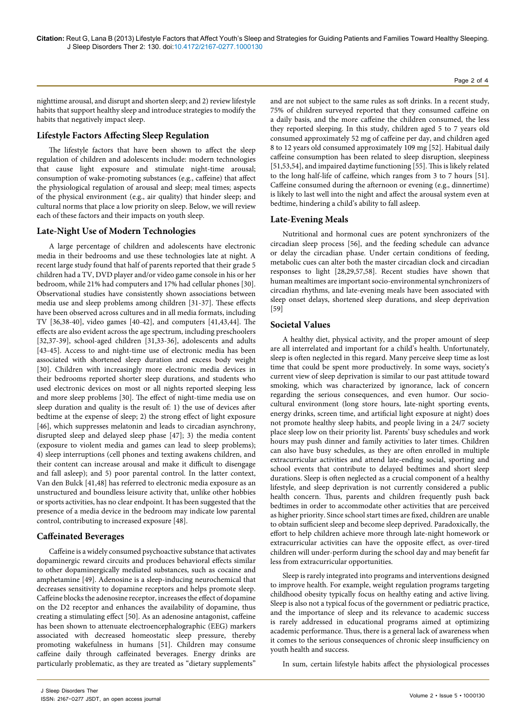nighttime arousal, and disrupt and shorten sleep; and 2) review lifestyle habits that support healthy sleep and introduce strategies to modify the habits that negatively impact sleep.

## Lifestyle Factors Affecting Sleep Regulation

The lifestyle factors that have been shown to affect the sleep regulation of children and adolescents include: modern technologies that cause light exposure and stimulate night-time arousal; consumption of wake-promoting substances (e.g., caffeine) that affect the physiological regulation of arousal and sleep; meal times; aspects of the physical environment (e.g., air quality) that hinder sleep; and cultural norms that place a low priority on sleep. Below, we will review each of these factors and their impacts on youth sleep.

## Late-Night Use of Modern Technologies

A large percentage of children and adolescents have electronic media in their bedrooms and use these technologies late at night. A recent large study found that half of parents reported that their grade 5 children had a TV, DVD player and/or video game console in his or her bedroom, while 21% had computers and 17% had cellular phones [30]. Observational studies have consistently shown associations between media use and sleep problems among children [31-37]. These effects have been observed across cultures and in all media formats, including TV [36,38-40], video games [40-42], and computers [41,43,44]. The effects are also evident across the age spectrum, including preschoolers [32,37-39], school-aged children [31,33-36], adolescents and adults [43-45]. Access to and night-time use of electronic media has been associated with shortened sleep duration and excess body weight [30]. Children with increasingly more electronic media devices in their bedrooms reported shorter sleep durations, and students who used electronic devices on most or all nights reported sleeping less and more sleep problems [30]. The effect of night-time media use on sleep duration and quality is the result of: 1) the use of devices after bedtime at the expense of sleep; 2) the strong effect of light exposure [46], which suppresses melatonin and leads to circadian asynchrony, disrupted sleep and delayed sleep phase [47]; 3) the media content (exposure to violent media and games can lead to sleep problems); 4) sleep interruptions (cell phones and texting awakens children, and their content can increase arousal and make it difficult to disengage and fall asleep); and 5) poor parental control. In the latter context, Van den Bulck [41,48] has referred to electronic media exposure as an unstructured and boundless leisure activity that, unlike other hobbies or sports activities, has no clear endpoint. It has been suggested that the presence of a media device in the bedroom may indicate low parental control, contributing to increased exposure [48].

## Caffeinated Beverages

Caffeine is a widely consumed psychoactive substance that activates dopaminergic reward circuits and produces behavioral effects similar to other dopaminergically mediated substances, such as cocaine and amphetamine [49]. Adenosine is a sleep-inducing neurochemical that decreases sensitivity to dopamine receptors and helps promote sleep. Caffeine blocks the adenosine receptor, increases the effect of dopamine on the D2 receptor and enhances the availability of dopamine, thus creating a stimulating effect [50]. As an adenosine antagonist, caffeine has been shown to attenuate electroencephalographic (EEG) markers associated with decreased homeostatic sleep pressure, thereby promoting wakefulness in humans [51]. Children may consume caffeine daily through caffeinated beverages. Energy drinks are particularly problematic, as they are treated as "dietary supplements" and are not subject to the same rules as soft drinks. In a recent study, 75% of children surveyed reported that they consumed caffeine on a daily basis, and the more caffeine the children consumed, the less they reported sleeping. In this study, children aged 5 to 7 years old consumed approximately 52 mg of caffeine per day, and children aged 8 to 12 years old consumed approximately 109 mg [52]. Habitual daily caffeine consumption has been related to sleep disruption, sleepiness [51,53,54], and impaired daytime functioning [55]. This is likely related to the long half-life of caffeine, which ranges from 3 to 7 hours [51]. Caffeine consumed during the afternoon or evening (e.g., dinnertime) is likely to last well into the night and affect the arousal system even at bedtime, hindering a child's ability to fall asleep.

## Late-Evening Meals

Nutritional and hormonal cues are potent synchronizers of the circadian sleep process [56], and the feeding schedule can advance or delay the circadian phase. Under certain conditions of feeding, metabolic cues can alter both the master circadian clock and circadian responses to light [28,29,57,58]. Recent studies have shown that human mealtimes are important socio-environmental synchronizers of circadian rhythms, and late-evening meals have been associated with sleep onset delays, shortened sleep durations, and sleep deprivation [59]

## Societal Values

A healthy diet, physical activity, and the proper amount of sleep are all interrelated and important for a child's health. Unfortunately, sleep is often neglected in this regard. Many perceive sleep time as lost time that could be spent more productively. In some ways, society's current view of sleep deprivation is similar to our past attitude toward smoking, which was characterized by ignorance, lack of concern regarding the serious consequences, and even humor. Our socio-cultural environment (long store hours, late-night sporting events, energy drinks, screen time, and artificial light exposure at night) does not promote healthy sleep habits, and people living in a 24/7 society place sleep low on their priority list. Parents' busy schedules and work hours may push dinner and family activities to later times. Children can also have busy schedules, as they are often enrolled in multiple extracurricular activities and attend late-ending social, sporting and school events that contribute to delayed bedtimes and short sleep durations. Sleep is often neglected as a crucial component of a healthy lifestyle, and sleep deprivation is not currently considered a public health concern. Thus, parents and children frequently push back bedtimes in order to accommodate other activities that are perceived as higher priority. Since school start times are fixed, children are unable to obtain sufficient sleep and become sleep deprived. Paradoxically, the effort to help children achieve more through late-night homework or extracurricular activities can have the opposite effect, as over-tired children will under-perform during the school day and may benefit far less from extracurricular opportunities.

Sleep is rarely integrated into programs and interventions designed to improve health. For example, weight regulation programs targeting childhood obesity typically focus on healthy eating and active living. Sleep is also not a typical focus of the government or pediatric practice, and the importance of sleep and its relevance to academic success is rarely addressed in educational programs aimed at optimizing academic performance. Thus, there is a general lack of awareness when it comes to the serious consequences of chronic sleep insufficiency on youth health and success.

In sum, certain lifestyle habits affect the physiological processes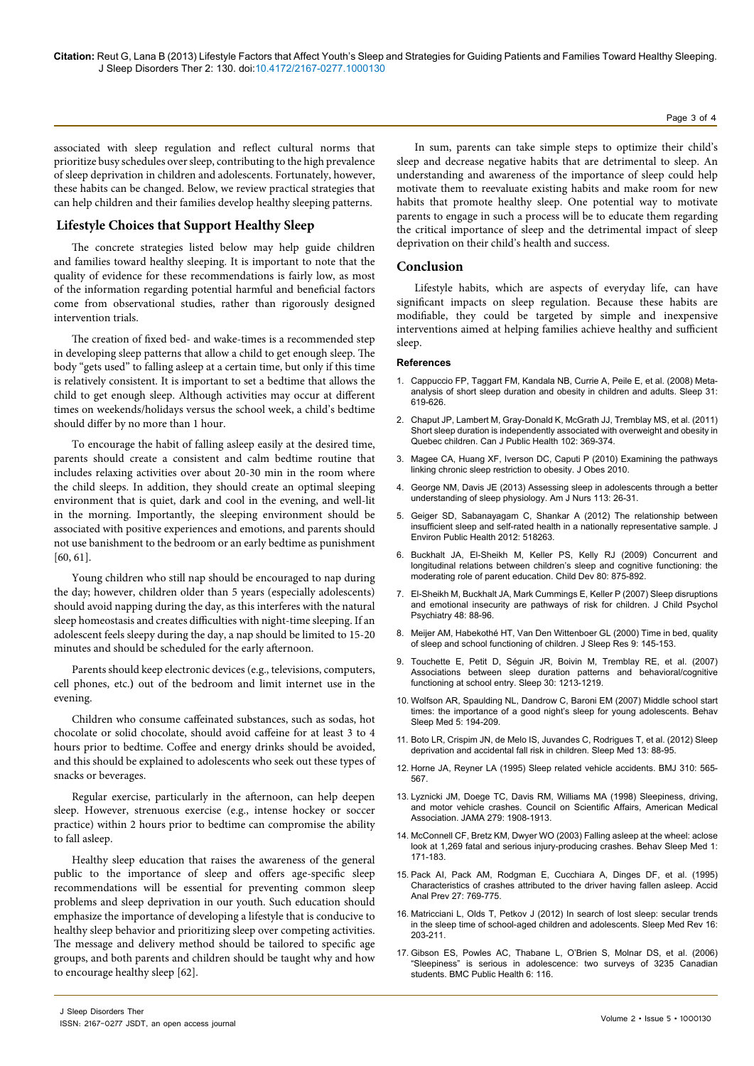associated with sleep regulation and reflect cultural norms that prioritize busy schedules over sleep, contributing to the high prevalence of sleep deprivation in children and adolescents. Fortunately, however, these habits can be changed. Below, we review practical strategies that can help children and their families develop healthy sleeping patterns.

## Lifestyle Choices that Support Healthy Sleep

The concrete strategies listed below may help guide children and families toward healthy sleeping. It is important to note that the quality of evidence for these recommendations is fairly low, as most of the information regarding potential harmful and beneficial factors come from observational studies, rather than rigorously designed intervention trials.

The creation of fixed bed- and wake-times is a recommended step in developing sleep patterns that allow a child to get enough sleep. The body "gets used" to falling asleep at a certain time, but only if this time is relatively consistent. It is important to set a bedtime that allows the child to get enough sleep. Although activities may occur at different times on weekends/holidays versus the school week, a child's bedtime should differ by no more than 1 hour.

To encourage the habit of falling asleep easily at the desired time, parents should create a consistent and calm bedtime routine that includes relaxing activities over about 20-30 min in the room where the child sleeps. In addition, they should create an optimal sleeping environment that is quiet, dark and cool in the evening, and well-lit in the morning. Importantly, the sleeping environment should be associated with positive experiences and emotions, and parents should not use banishment to the bedroom or an early bedtime as punishment [60, 61].

Young children who still nap should be encouraged to nap during the day; however, children older than 5 years (especially adolescents) should avoid napping during the day, as this interferes with the natural sleep homeostasis and creates difficulties with night-time sleeping. If an adolescent feels sleepy during the day, a nap should be limited to 15-20 minutes and should be scheduled for the early afternoon.

Parents should keep electronic devices (e.g., televisions, computers, cell phones, etc.) out of the bedroom and limit internet use in the evening.

Children who consume caffeinated substances, such as sodas, hot chocolate or solid chocolate, should avoid caffeine for at least 3 to 4 hours prior to bedtime. Coffee and energy drinks should be avoided, and this should be explained to adolescents who seek out these types of snacks or beverages.

Regular exercise, particularly in the afternoon, can help deepen sleep. However, strenuous exercise (e.g., intense hockey or soccer practice) within 2 hours prior to bedtime can compromise the ability to fall asleep.

Healthy sleep education that raises the awareness of the general public to the importance of sleep and offers age-specific sleep recommendations will be essential for preventing common sleep problems and sleep deprivation in our youth. Such education should emphasize the importance of developing a lifestyle that is conducive to healthy sleep behavior and prioritizing sleep over competing activities. The message and delivery method should be tailored to specific age groups, and both parents and children should be taught why and how to encourage healthy sleep [62].

In sum, parents can take simple steps to optimize their child's sleep and decrease negative habits that are detrimental to sleep. An understanding and awareness of the importance of sleep could help motivate them to reevaluate existing habits and make room for new habits that promote healthy sleep. One potential way to motivate parents to engage in such a process will be to educate them regarding the critical importance of sleep and the detrimental impact of sleep deprivation on their child's health and success.

## Conclusion

Lifestyle habits, which are aspects of everyday life, can have significant impacts on sleep regulation. Because these habits are modifiable, they could be targeted by simple and inexpensive interventions aimed at helping families achieve healthy and sufficient sleep.

### References

1. Cappuccio FP, Taggart FM, Kandala NB, Currie A, Peile E, et al. (2008) Meta-analysis of short sleep duration and obesity in children and adults. Sleep 31: 619-626.
2. Chaput JP, Lambert M, Gray-Donald K, McGrath JJ, Tremblay MS, et al. (2011) Short sleep duration is independently associated with overweight and obesity in Quebec children. Can J Public Health 102: 369-374.
3. Magee CA, Huang XF, Iverson DC, Caputi P (2010) Examining the pathways linking chronic sleep restriction to obesity. J Obes 2010.
4. George NM, Davis JE (2013) Assessing sleep in adolescents through a better understanding of sleep physiology. Am J Nurs 113: 26-31.
5. Geiger SD, Sabanayagam C, Shankar A (2012) The relationship between insufficient sleep and self-rated health in a nationally representative sample. J Environ Public Health 2012: 518263.
6. Buckhalt JA, El-Sheikh M, Keller PS, Kelly RJ (2009) Concurrent and longitudinal relations between children's sleep and cognitive functioning: the moderating role of parent education. Child Dev 80: 875-892.
7. El-Sheikh M, Buckhalt JA, Mark Cummings E, Keller P (2007) Sleep disruptions and emotional insecurity are pathways of risk for children. J Child Psychol Psychiatry 48: 88-96.
8. Meijer AM, Habekothé HT, Van Den Wittenboer GL (2000) Time in bed, quality of sleep and school functioning of children. J Sleep Res 9: 145-153.
9. Touchette E, Petit D, Séguin JR, Boivin M, Tremblay RE, et al. (2007) Associations between sleep duration patterns and behavioral/cognitive functioning at school entry. Sleep 30: 1213-1219.
10. Wolfson AR, Spaulding NL, Dandrow C, Baroni EM (2007) Middle school start times: the importance of a good night's sleep for young adolescents. Behav Sleep Med 5: 194-209.
11. Boto LR, Crispim JN, de Melo IS, Juvandes C, Rodrigues T, et al. (2012) Sleep deprivation and accidental fall risk in children. Sleep Med 13: 88-95.
12. Horne JA, Reyner LA (1995) Sleep related vehicle accidents. BMJ 310: 565-567.
13. Lyznicki JM, Doege TC, Davis RM, Williams MA (1998) Sleepiness, driving, and motor vehicle crashes. Council on Scientific Affairs, American Medical Association. JAMA 279: 1908-1913.
14. McConnell CF, Bretz KM, Dwyer WO (2003) Falling asleep at the wheel: aclose look at 1,269 fatal and serious injury-producing crashes. Behav Sleep Med 1: 171-183.
15. Pack AI, Pack AM, Rodgman E, Cucchiara A, Dinges DF, et al. (1995) Characteristics of crashes attributed to the driver having fallen asleep. Accid Anal Prev 27: 769-775.
16. Matricciani L, Olds T, Petkov J (2012) In search of lost sleep: secular trends in the sleep time of school-aged children and adolescents. Sleep Med Rev 16: 203-211.
17. Gibson ES, Powles AC, Thabane L, O'Brien S, Molnar DS, et al. (2006) "Sleepiness" is serious in adolescence: two surveys of 3235 Canadian students. BMC Public Health 6: 116.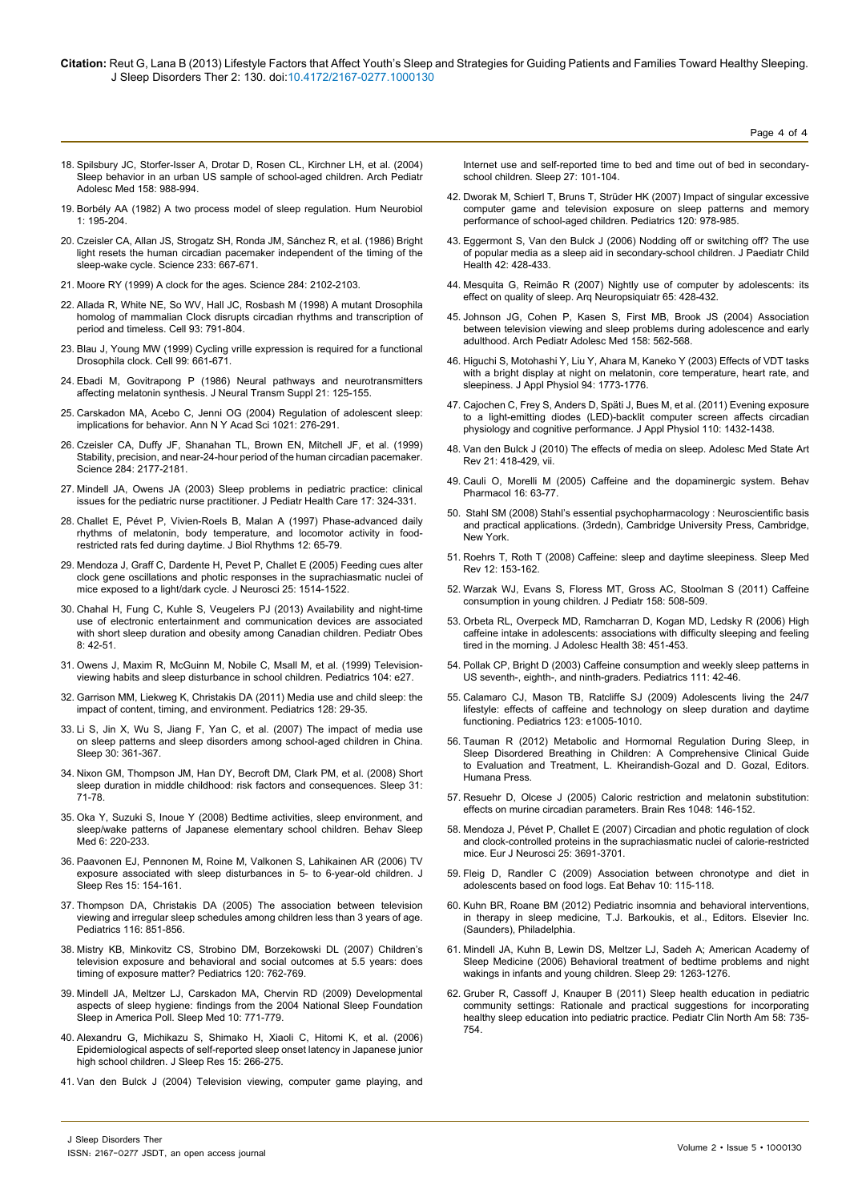18. Spilsbury JC, Storfer-Isser A, Drotar D, Rosen CL, Kirchner LH, et al. (2004) Sleep behavior in an urban US sample of school-aged children. Arch Pediatr Adolesc Med 158: 988-994.

19. Borbély AA (1982) A two process model of sleep regulation. Hum Neurobiol 1: 195-204.

20. Czeisler CA, Allan JS, Strogatz SH, Ronda JM, Sánchez R, et al. (1986) Bright light resets the human circadian pacemaker independent of the timing of the sleep-wake cycle. Science 233: 667-671.

21. Moore RY (1999) A clock for the ages. Science 284: 2102-2103.

22. Allada R, White NE, So WV, Hall JC, Rosbash M (1998) A mutant Drosophila homolog of mammalian Clock disrupts circadian rhythms and transcription of period and timeless. Cell 93: 791-804.

23. Blau J, Young MW (1999) Cycling vrille expression is required for a functional Drosophila clock. Cell 99: 661-671.

24. Ebadi M, Govitrapong P (1986) Neural pathways and neurotransmitters affecting melatonin synthesis. J Neural Transm Suppl 21: 125-155.

25. Carskadon MA, Acebo C, Jenni OG (2004) Regulation of adolescent sleep: implications for behavior. Ann N Y Acad Sci 1021: 276-291.

26. Czeisler CA, Duffy JF, Shanahan TL, Brown EN, Mitchell JF, et al. (1999) Stability, precision, and near-24-hour period of the human circadian pacemaker. Science 284: 2177-2181.

27. Mindell JA, Owens JA (2003) Sleep problems in pediatric practice: clinical issues for the pediatric nurse practitioner. J Pediatr Health Care 17: 324-331.

28. Challet E, Pévet P, Vivien-Roels B, Malan A (1997) Phase-advanced daily rhythms of melatonin, body temperature, and locomotor activity in food-restricted rats fed during daytime. J Biol Rhythms 12: 65-79.

29. Mendoza J, Graff C, Dardente H, Pevet P, Challet E (2005) Feeding cues alter clock gene oscillations and photic responses in the suprachiasmatic nuclei of mice exposed to a light/dark cycle. J Neurosci 25: 1514-1522.

30. Chahal H, Fung C, Kuhle S, Veugelers PJ (2013) Availability and night-time use of electronic entertainment and communication devices are associated with short sleep duration and obesity among Canadian children. Pediatr Obes 8: 42-51.

31. Owens J, Maxim R, McGuinn M, Nobile C, Msall M, et al. (1999) Television-viewing habits and sleep disturbance in school children. Pediatrics 104: e27.

32. Garrison MM, Liekweg K, Christakis DA (2011) Media use and child sleep: the impact of content, timing, and environment. Pediatrics 128: 29-35.

33. Li S, Jin X, Wu S, Jiang F, Yan C, et al. (2007) The impact of media use on sleep patterns and sleep disorders among school-aged children in China. Sleep 30: 361-367.

34. Nixon GM, Thompson JM, Han DY, Becroft DM, Clark PM, et al. (2008) Short sleep duration in middle childhood: risk factors and consequences. Sleep 31: 71-78.

35. Oka Y, Suzuki S, Inoue Y (2008) Bedtime activities, sleep environment, and sleep/wake patterns of Japanese elementary school children. Behav Sleep Med 6: 220-233.

36. Paavonen EJ, Pennonen M, Roine M, Valkonen S, Lahikainen AR (2006) TV exposure associated with sleep disturbances in 5- to 6-year-old children. J Sleep Res 15: 154-161.

37. Thompson DA, Christakis DA (2005) The association between television viewing and irregular sleep schedules among children less than 3 years of age. Pediatrics 116: 851-856.

38. Mistry KB, Minkovitz CS, Strobino DM, Borzekowski DL (2007) Children's television exposure and behavioral and social outcomes at 5.5 years: does timing of exposure matter? Pediatrics 120: 762-769.

39. Mindell JA, Meltzer LJ, Carskadon MA, Chervin RD (2009) Developmental aspects of sleep hygiene: findings from the 2004 National Sleep Foundation Sleep in America Poll. Sleep Med 10: 771-779.

40. Alexandru G, Michikazu S, Shimako H, Xiaoli C, Hitomi K, et al. (2006) Epidemiological aspects of self-reported sleep onset latency in Japanese junior high school children. J Sleep Res 15: 266-275.

41. Van den Bulck J (2004) Television viewing, computer game playing, and Internet use and self-reported time to bed and time out of bed in secondary-school children. Sleep 27: 101-104.

42. Dworak M, Schierl T, Bruns T, Strüder HK (2007) Impact of singular excessive computer game and television exposure on sleep patterns and memory performance of school-aged children. Pediatrics 120: 978-985.

43. Eggermont S, Van den Bulck J (2006) Nodding off or switching off? The use of popular media as a sleep aid in secondary-school children. J Paediatr Child Health 42: 428-433.

44. Mesquita G, Reimão R (2007) Nightly use of computer by adolescents: its effect on quality of sleep. Arq Neuropsiquiatr 65: 428-432.

45. Johnson JG, Cohen P, Kasen S, First MB, Brook JS (2004) Association between television viewing and sleep problems during adolescence and early adulthood. Arch Pediatr Adolesc Med 158: 562-568.

46. Higuchi S, Motohashi Y, Liu Y, Ahara M, Kaneko Y (2003) Effects of VDT tasks with a bright display at night on melatonin, core temperature, heart rate, and sleepiness. J Appl Physiol 94: 1773-1776.

47. Cajochen C, Frey S, Anders D, Späti J, Bues M, et al. (2011) Evening exposure to a light-emitting diodes (LED)-backlit computer screen affects circadian physiology and cognitive performance. J Appl Physiol 110: 1432-1438.

48. Van den Bulck J (2010) The effects of media on sleep. Adolesc Med State Art Rev 21: 418-429, vii.

49. Cauli O, Morelli M (2005) Caffeine and the dopaminergic system. Behav Pharmacol 16: 63-77.

50. Stahl SM (2008) Stahl's essential psychopharmacology : Neuroscientific basis and practical applications. (3rdedn), Cambridge University Press, Cambridge, New York.

51. Roehrs T, Roth T (2008) Caffeine: sleep and daytime sleepiness. Sleep Med Rev 12: 153-162.

52. Warzak WJ, Evans S, Floress MT, Gross AC, Stoolman S (2011) Caffeine consumption in young children. J Pediatr 158: 508-509.

53. Orbeta RL, Overpeck MD, Ramcharran D, Kogan MD, Ledsky R (2006) High caffeine intake in adolescents: associations with difficulty sleeping and feeling tired in the morning. J Adolesc Health 38: 451-453.

54. Pollak CP, Bright D (2003) Caffeine consumption and weekly sleep patterns in US seventh-, eighth-, and ninth-graders. Pediatrics 111: 42-46.

55. Calamaro CJ, Mason TB, Ratcliffe SJ (2009) Adolescents living the 24/7 lifestyle: effects of caffeine and technology on sleep duration and daytime functioning. Pediatrics 123: e1005-1010.

56. Tauman R (2012) Metabolic and Hormornal Regulation During Sleep, in Sleep Disordered Breathing in Children: A Comprehensive Clinical Guide to Evaluation and Treatment, L. Kheirandish-Gozal and D. Gozal, Editors. Humana Press.

57. Resuehr D, Olcese J (2005) Caloric restriction and melatonin substitution: effects on murine circadian parameters. Brain Res 1048: 146-152.

58. Mendoza J, Pévet P, Challet E (2007) Circadian and photic regulation of clock and clock-controlled proteins in the suprachiasmatic nuclei of calorie-restricted mice. Eur J Neurosci 25: 3691-3701.

59. Fleig D, Randler C (2009) Association between chronotype and diet in adolescents based on food logs. Eat Behav 10: 115-118.

60. Kuhn BR, Roane BM (2012) Pediatric insomnia and behavioral interventions, in therapy in sleep medicine, T.J. Barkoukis, et al., Editors. Elsevier Inc. (Saunders), Philadelphia.

61. Mindell JA, Kuhn B, Lewin DS, Meltzer LJ, Sadeh A; American Academy of Sleep Medicine (2006) Behavioral treatment of bedtime problems and night wakings in infants and young children. Sleep 29: 1263-1276.

62. Gruber R, Cassoff J, Knauper B (2011) Sleep health education in pediatric community settings: Rationale and practical suggestions for incorporating healthy sleep education into pediatric practice. Pediatr Clin North Am 58: 735-754.